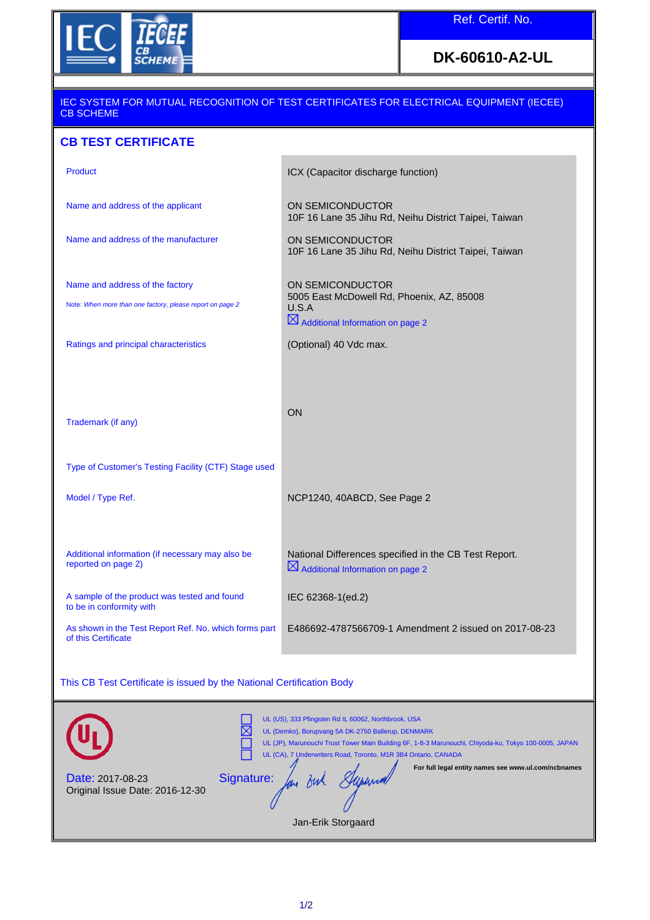IEC IECEE CB SCHEME

| Ref. Certif. No. |
| --- |
| **DK-60610-A2-UL** |

IEC SYSTEM FOR MUTUAL RECOGNITION OF TEST CERTIFICATES FOR ELECTRICAL EQUIPMENT (IECEE) CB SCHEME

## CB TEST CERTIFICATE

| | |
| --- | --- |
| Product | ICX (Capacitor discharge function) |
| Name and address of the applicant | ON SEMICONDUCTOR<br>10F 16 Lane 35 Jihu Rd, Neihu District Taipei, Taiwan |
| Name and address of the manufacturer | ON SEMICONDUCTOR<br>10F 16 Lane 35 Jihu Rd, Neihu District Taipei, Taiwan |
| Name and address of the factory<br>*Note: When more than one factory, please report on page 2* | ON SEMICONDUCTOR<br>5005 East McDowell Rd, Phoenix, AZ, 85008<br>U.S.A<br>☒ Additional Information on page 2 |
| Ratings and principal characteristics | (Optional) 40 Vdc max. |
| Trademark (if any) | ON |
| Type of Customer's Testing Facility (CTF) Stage used | |
| Model / Type Ref. | NCP1240, 40ABCD, See Page 2 |
| Additional information (if necessary may also be reported on page 2) | National Differences specified in the CB Test Report.<br>☒ Additional Information on page 2 |
| A sample of the product was tested and found to be in conformity with | IEC 62368-1(ed.2) |
| As shown in the Test Report Ref. No. which forms part of this Certificate | E486692-4787566709-1 Amendment 2 issued on 2017-08-23 |

This CB Test Certificate is issued by the National Certification Body

- ☐ UL (US), 333 Pfingsten Rd IL 60062, Northbrook, USA
- ☒ UL (Demko), Borupvang 5A DK-2750 Ballerup, DENMARK
- ☐ UL (JP), Marunouchi Trust Tower Main Building 6F, 1-8-3 Marunouchi, Chiyoda-ku, Tokyo 100-0005, JAPAN
- ☐ UL (CA), 7 Underwriters Road, Toronto, M1R 3B4 Ontario, CANADA

**For full legal entity names see www.ul.com/ncbnames**

Date: 2017-08-23
Original Issue Date: 2016-12-30

Signature:

Jan-Erik Storgaard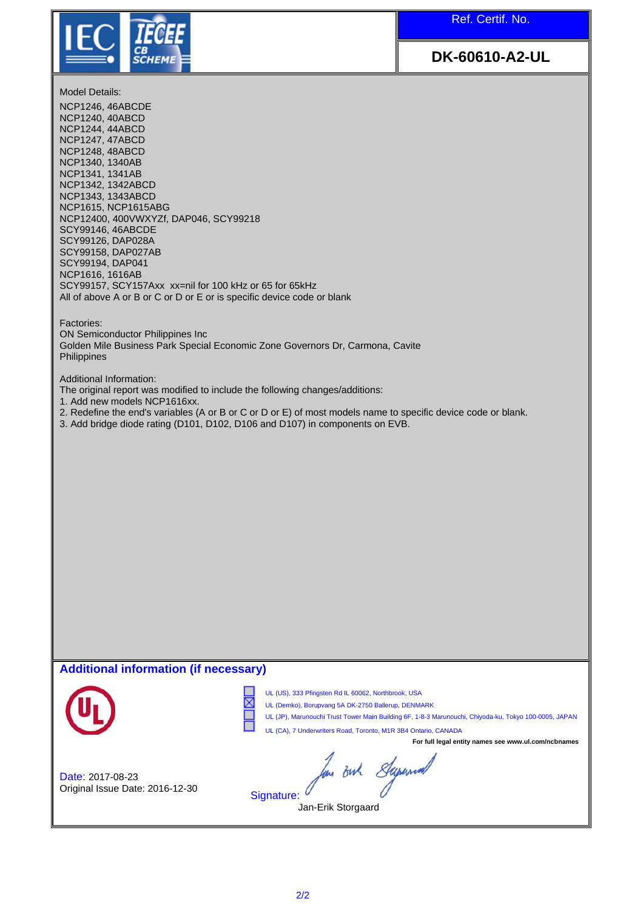IEC IECEE CB SCHEME

**Ref. Certif. No.**

**DK-60610-A2-UL**

Model Details:

NCP1246, 46ABCDE
NCP1240, 40ABCD
NCP1244, 44ABCD
NCP1247, 47ABCD
NCP1248, 48ABCD
NCP1340, 1340AB
NCP1341, 1341AB
NCP1342, 1342ABCD
NCP1343, 1343ABCD
NCP1615, NCP1615ABG
NCP12400, 400VWXYZf, DAP046, SCY99218
SCY99146, 46ABCDE
SCY99126, DAP028A
SCY99158, DAP027AB
SCY99194, DAP041
NCP1616, 1616AB
SCY99157, SCY157Axx xx=nil for 100 kHz or 65 for 65kHz
All of above A or B or C or D or E or is specific device code or blank

Factories:
ON Semiconductor Philippines Inc
Golden Mile Business Park Special Economic Zone Governors Dr, Carmona, Cavite
Philippines

Additional Information:
The original report was modified to include the following changes/additions:
1. Add new models NCP1616xx.
2. Redefine the end's variables (A or B or C or D or E) of most models name to specific device code or blank.
3. Add bridge diode rating (D101, D102, D106 and D107) in components on EVB.

## Additional information (if necessary)

- ☐ UL (US), 333 Pfingsten Rd IL 60062, Northbrook, USA
- ☒ UL (Demko), Borupvang 5A DK-2750 Ballerup, DENMARK
- ☐ UL (JP), Marunouchi Trust Tower Main Building 6F, 1-8-3 Marunouchi, Chiyoda-ku, Tokyo 100-0005, JAPAN
- ☐ UL (CA), 7 Underwriters Road, Toronto, M1R 3B4 Ontario, CANADA

**For full legal entity names see www.ul.com/ncbnames**

Date: 2017-08-23
Original Issue Date: 2016-12-30

Signature:
Jan-Erik Storgaard